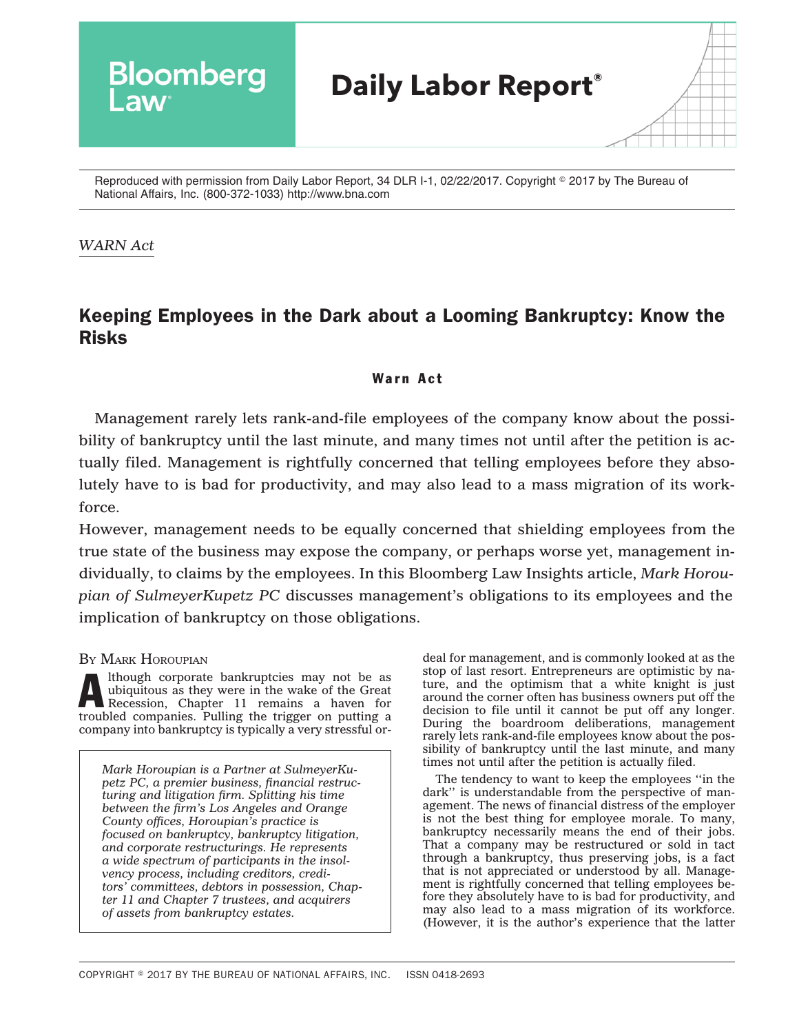Reproduced with permission from Daily Labor Report, 34 DLR I-1, 02/22/2017. Copyright © 2017 by The Bureau of National Affairs, Inc. (800-372-1033) http://www.bna.com

*WARN Act*

# Keeping Employees in the Dark about a Looming Bankruptcy: Know the Risks

## Warn Act

Management rarely lets rank-and-file employees of the company know about the possibility of bankruptcy until the last minute, and many times not until after the petition is actually filed. Management is rightfully concerned that telling employees before they absolutely have to is bad for productivity, and may also lead to a mass migration of its workforce.

However, management needs to be equally concerned that shielding employees from the true state of the business may expose the company, or perhaps worse yet, management individually, to claims by the employees. In this Bloomberg Law Insights article, *Mark Horoupian of SulmeyerKupetz PC* discusses management's obligations to its employees and the implication of bankruptcy on those obligations.

By Mark Horoupian

Although corporate bankruptcies may not be as ubiquitous as they were in the wake of the Great Recession, Chapter 11 remains a haven for troubled companies. Pulling the trigger on putting a company into bankruptcy is typically a very stressful ordeal for management, and is commonly looked at as the stop of last resort. Entrepreneurs are optimistic by nature, and the optimism that a white knight is just around the corner often has business owners put off the decision to file until it cannot be put off any longer. During the boardroom deliberations, management rarely lets rank-and-file employees know about the possibility of bankruptcy until the last minute, and many times not until after the petition is actually filed.

*Mark Horoupian is a Partner at SulmeyerKupetz PC, a premier business, financial restructuring and litigation firm. Splitting his time between the firm's Los Angeles and Orange County offices, Horoupian's practice is focused on bankruptcy, bankruptcy litigation, and corporate restructurings. He represents a wide spectrum of participants in the insolvency process, including creditors, creditors' committees, debtors in possession, Chapter 11 and Chapter 7 trustees, and acquirers of assets from bankruptcy estates.*

The tendency to want to keep the employees "in the dark" is understandable from the perspective of management. The news of financial distress of the employer is not the best thing for employee morale. To many, bankruptcy necessarily means the end of their jobs. That a company may be restructured or sold in tact through a bankruptcy, thus preserving jobs, is a fact that is not appreciated or understood by all. Management is rightfully concerned that telling employees before they absolutely have to is bad for productivity, and may also lead to a mass migration of its workforce. (However, it is the author's experience that the latter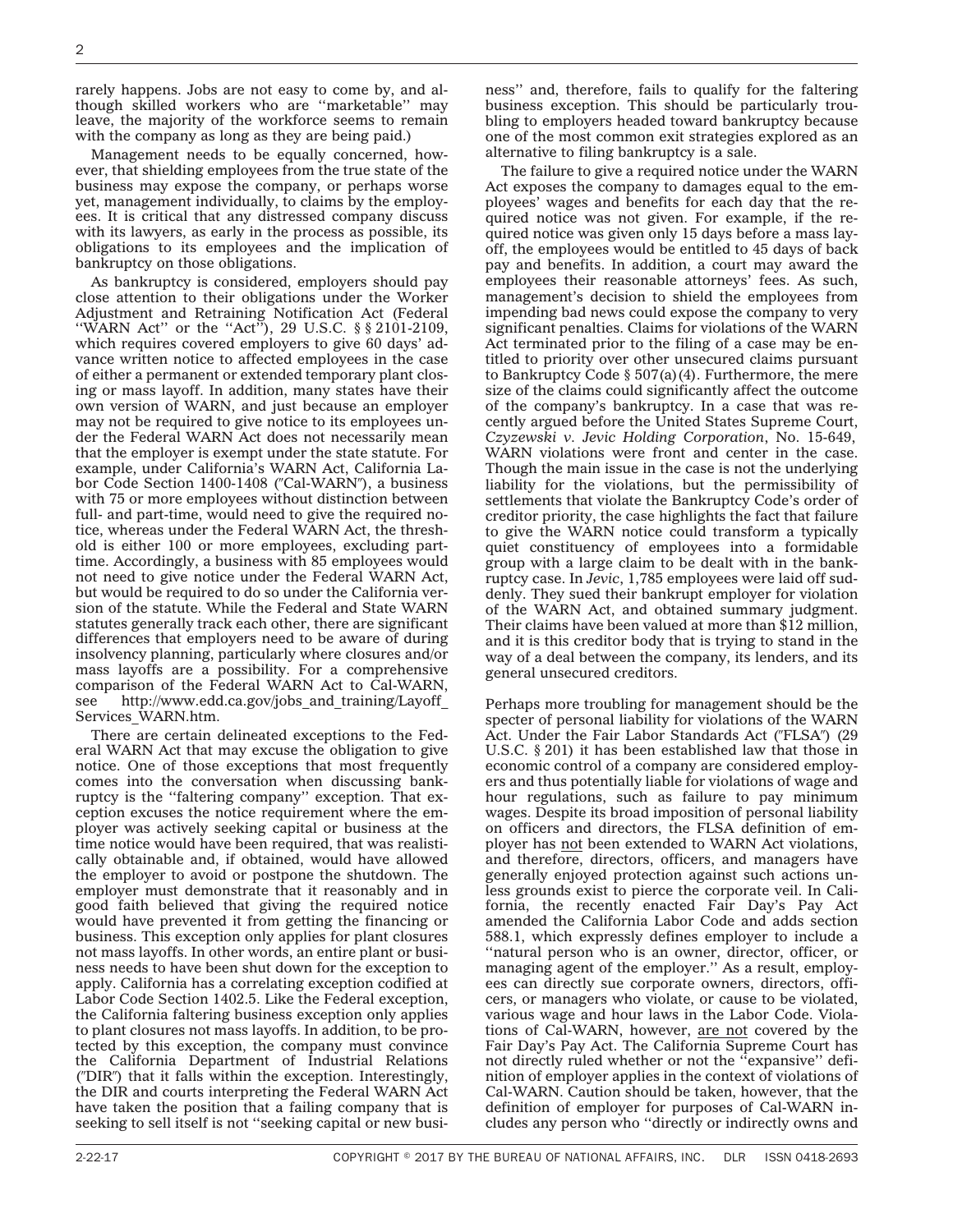rarely happens. Jobs are not easy to come by, and although skilled workers who are ''marketable'' may leave, the majority of the workforce seems to remain with the company as long as they are being paid.)

Management needs to be equally concerned, however, that shielding employees from the true state of the business may expose the company, or perhaps worse yet, management individually, to claims by the employees. It is critical that any distressed company discuss with its lawyers, as early in the process as possible, its obligations to its employees and the implication of bankruptcy on those obligations.

As bankruptcy is considered, employers should pay close attention to their obligations under the Worker Adjustment and Retraining Notification Act (Federal ''WARN Act'' or the ''Act''), 29 U.S.C. § § 2101-2109, which requires covered employers to give 60 days' advance written notice to affected employees in the case of either a permanent or extended temporary plant closing or mass layoff. In addition, many states have their own version of WARN, and just because an employer may not be required to give notice to its employees under the Federal WARN Act does not necessarily mean that the employer is exempt under the state statute. For example, under California's WARN Act, California Labor Code Section 1400-1408 ("Cal-WARN"), a business with 75 or more employees without distinction between full- and part-time, would need to give the required notice, whereas under the Federal WARN Act, the threshold is either 100 or more employees, excluding part-time. Accordingly, a business with 85 employees would not need to give notice under the Federal WARN Act, but would be required to do so under the California version of the statute. While the Federal and State WARN statutes generally track each other, there are significant differences that employers need to be aware of during insolvency planning, particularly where closures and/or mass layoffs are a possibility. For a comprehensive comparison of the Federal WARN Act to Cal-WARN, see http://www.edd.ca.gov/jobs_and_training/Layoff_Services_WARN.htm.

There are certain delineated exceptions to the Federal WARN Act that may excuse the obligation to give notice. One of those exceptions that most frequently comes into the conversation when discussing bankruptcy is the ''faltering company'' exception. That exception excuses the notice requirement where the employer was actively seeking capital or business at the time notice would have been required, that was realistically obtainable and, if obtained, would have allowed the employer to avoid or postpone the shutdown. The employer must demonstrate that it reasonably and in good faith believed that giving the required notice would have prevented it from getting the financing or business. This exception only applies for plant closures not mass layoffs. In other words, an entire plant or business needs to have been shut down for the exception to apply. California has a correlating exception codified at Labor Code Section 1402.5. Like the Federal exception, the California faltering business exception only applies to plant closures not mass layoffs. In addition, to be protected by this exception, the company must convince the California Department of Industrial Relations ("DIR") that it falls within the exception. Interestingly, the DIR and courts interpreting the Federal WARN Act have taken the position that a failing company that is seeking to sell itself is not ''seeking capital or new business'' and, therefore, fails to qualify for the faltering business exception. This should be particularly troubling to employers headed toward bankruptcy because one of the most common exit strategies explored as an alternative to filing bankruptcy is a sale.

The failure to give a required notice under the WARN Act exposes the company to damages equal to the employees' wages and benefits for each day that the required notice was not given. For example, if the required notice was given only 15 days before a mass layoff, the employees would be entitled to 45 days of back pay and benefits. In addition, a court may award the employees their reasonable attorneys' fees. As such, management's decision to shield the employees from impending bad news could expose the company to very significant penalties. Claims for violations of the WARN Act terminated prior to the filing of a case may be entitled to priority over other unsecured claims pursuant to Bankruptcy Code § 507(a)(4). Furthermore, the mere size of the claims could significantly affect the outcome of the company's bankruptcy. In a case that was recently argued before the United States Supreme Court, *Czyzewski v. Jevic Holding Corporation*, No. 15-649, WARN violations were front and center in the case. Though the main issue in the case is not the underlying liability for the violations, but the permissibility of settlements that violate the Bankruptcy Code's order of creditor priority, the case highlights the fact that failure to give the WARN notice could transform a typically quiet constituency of employees into a formidable group with a large claim to be dealt with in the bankruptcy case. In *Jevic*, 1,785 employees were laid off suddenly. They sued their bankrupt employer for violation of the WARN Act, and obtained summary judgment. Their claims have been valued at more than $12 million, and it is this creditor body that is trying to stand in the way of a deal between the company, its lenders, and its general unsecured creditors.

Perhaps more troubling for management should be the specter of personal liability for violations of the WARN Act. Under the Fair Labor Standards Act ("FLSA") (29 U.S.C. § 201) it has been established law that those in economic control of a company are considered employers and thus potentially liable for violations of wage and hour regulations, such as failure to pay minimum wages. Despite its broad imposition of personal liability on officers and directors, the FLSA definition of employer has not been extended to WARN Act violations, and therefore, directors, officers, and managers have generally enjoyed protection against such actions unless grounds exist to pierce the corporate veil. In California, the recently enacted Fair Day's Pay Act amended the California Labor Code and adds section 588.1, which expressly defines employer to include a ''natural person who is an owner, director, officer, or managing agent of the employer.'' As a result, employees can directly sue corporate owners, directors, officers, or managers who violate, or cause to be violated, various wage and hour laws in the Labor Code. Violations of Cal-WARN, however, are not covered by the Fair Day's Pay Act. The California Supreme Court has not directly ruled whether or not the ''expansive'' definition of employer applies in the context of violations of Cal-WARN. Caution should be taken, however, that the definition of employer for purposes of Cal-WARN includes any person who ''directly or indirectly owns and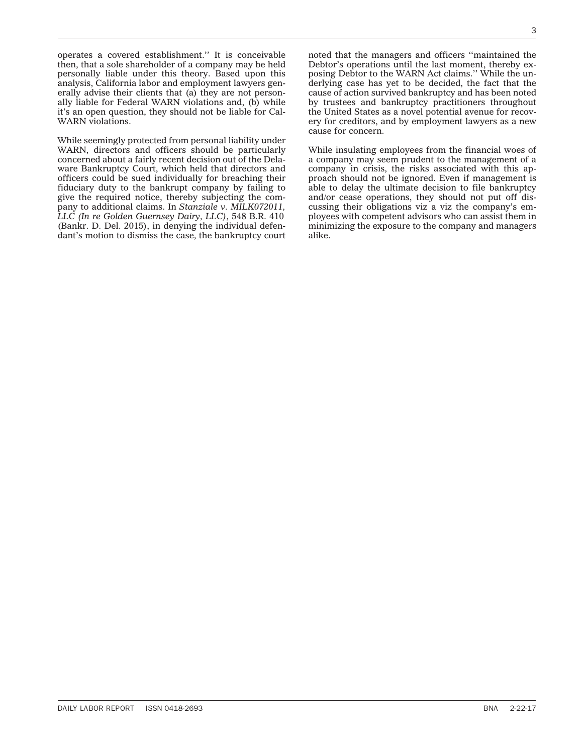operates a covered establishment.'' It is conceivable then, that a sole shareholder of a company may be held personally liable under this theory. Based upon this analysis, California labor and employment lawyers generally advise their clients that (a) they are not personally liable for Federal WARN violations and, (b) while it's an open question, they should not be liable for Cal-WARN violations.

While seemingly protected from personal liability under WARN, directors and officers should be particularly concerned about a fairly recent decision out of the Delaware Bankruptcy Court, which held that directors and officers could be sued individually for breaching their fiduciary duty to the bankrupt company by failing to give the required notice, thereby subjecting the company to additional claims. In *Stanziale v. MILK072011, LLC (In re Golden Guernsey Dairy, LLC)*, 548 B.R. 410 (Bankr. D. Del. 2015), in denying the individual defendant's motion to dismiss the case, the bankruptcy court noted that the managers and officers ''maintained the Debtor's operations until the last moment, thereby exposing Debtor to the WARN Act claims.'' While the underlying case has yet to be decided, the fact that the cause of action survived bankruptcy and has been noted by trustees and bankruptcy practitioners throughout the United States as a novel potential avenue for recovery for creditors, and by employment lawyers as a new cause for concern.

While insulating employees from the financial woes of a company may seem prudent to the management of a company in crisis, the risks associated with this approach should not be ignored. Even if management is able to delay the ultimate decision to file bankruptcy and/or cease operations, they should not put off discussing their obligations viz a viz the company's employees with competent advisors who can assist them in minimizing the exposure to the company and managers alike.